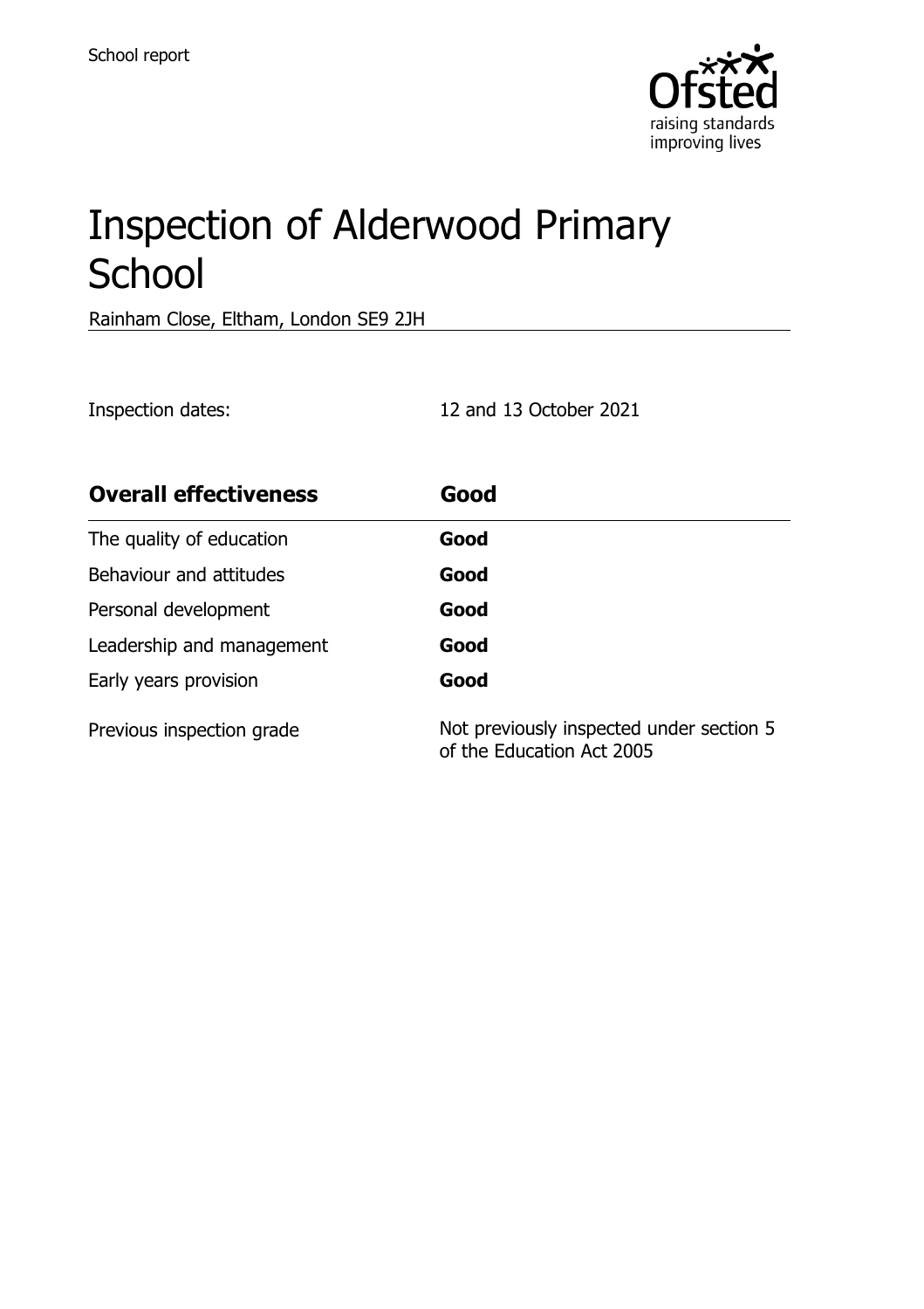School report

# Inspection of Alderwood Primary School

Rainham Close, Eltham, London SE9 2JH

Inspection dates: 12 and 13 October 2021

| **Overall effectiveness** | **Good** |
| --- | --- |
| The quality of education | **Good** |
| Behaviour and attitudes | **Good** |
| Personal development | **Good** |
| Leadership and management | **Good** |
| Early years provision | **Good** |
| Previous inspection grade | Not previously inspected under section 5 of the Education Act 2005 |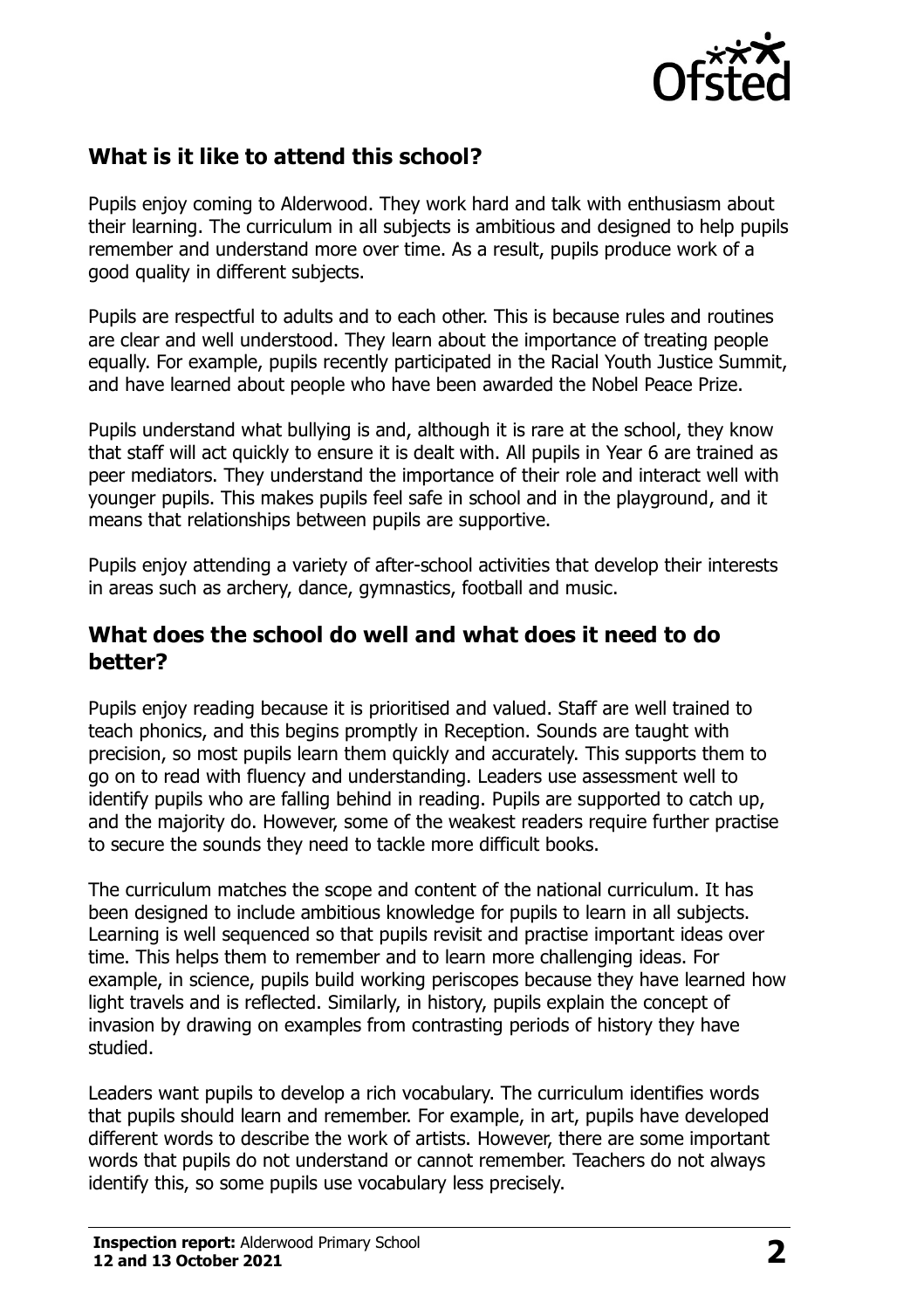## What is it like to attend this school?

Pupils enjoy coming to Alderwood. They work hard and talk with enthusiasm about their learning. The curriculum in all subjects is ambitious and designed to help pupils remember and understand more over time. As a result, pupils produce work of a good quality in different subjects.

Pupils are respectful to adults and to each other. This is because rules and routines are clear and well understood. They learn about the importance of treating people equally. For example, pupils recently participated in the Racial Youth Justice Summit, and have learned about people who have been awarded the Nobel Peace Prize.

Pupils understand what bullying is and, although it is rare at the school, they know that staff will act quickly to ensure it is dealt with. All pupils in Year 6 are trained as peer mediators. They understand the importance of their role and interact well with younger pupils. This makes pupils feel safe in school and in the playground, and it means that relationships between pupils are supportive.

Pupils enjoy attending a variety of after-school activities that develop their interests in areas such as archery, dance, gymnastics, football and music.

## What does the school do well and what does it need to do better?

Pupils enjoy reading because it is prioritised and valued. Staff are well trained to teach phonics, and this begins promptly in Reception. Sounds are taught with precision, so most pupils learn them quickly and accurately. This supports them to go on to read with fluency and understanding. Leaders use assessment well to identify pupils who are falling behind in reading. Pupils are supported to catch up, and the majority do. However, some of the weakest readers require further practise to secure the sounds they need to tackle more difficult books.

The curriculum matches the scope and content of the national curriculum. It has been designed to include ambitious knowledge for pupils to learn in all subjects. Learning is well sequenced so that pupils revisit and practise important ideas over time. This helps them to remember and to learn more challenging ideas. For example, in science, pupils build working periscopes because they have learned how light travels and is reflected. Similarly, in history, pupils explain the concept of invasion by drawing on examples from contrasting periods of history they have studied.

Leaders want pupils to develop a rich vocabulary. The curriculum identifies words that pupils should learn and remember. For example, in art, pupils have developed different words to describe the work of artists. However, there are some important words that pupils do not understand or cannot remember. Teachers do not always identify this, so some pupils use vocabulary less precisely.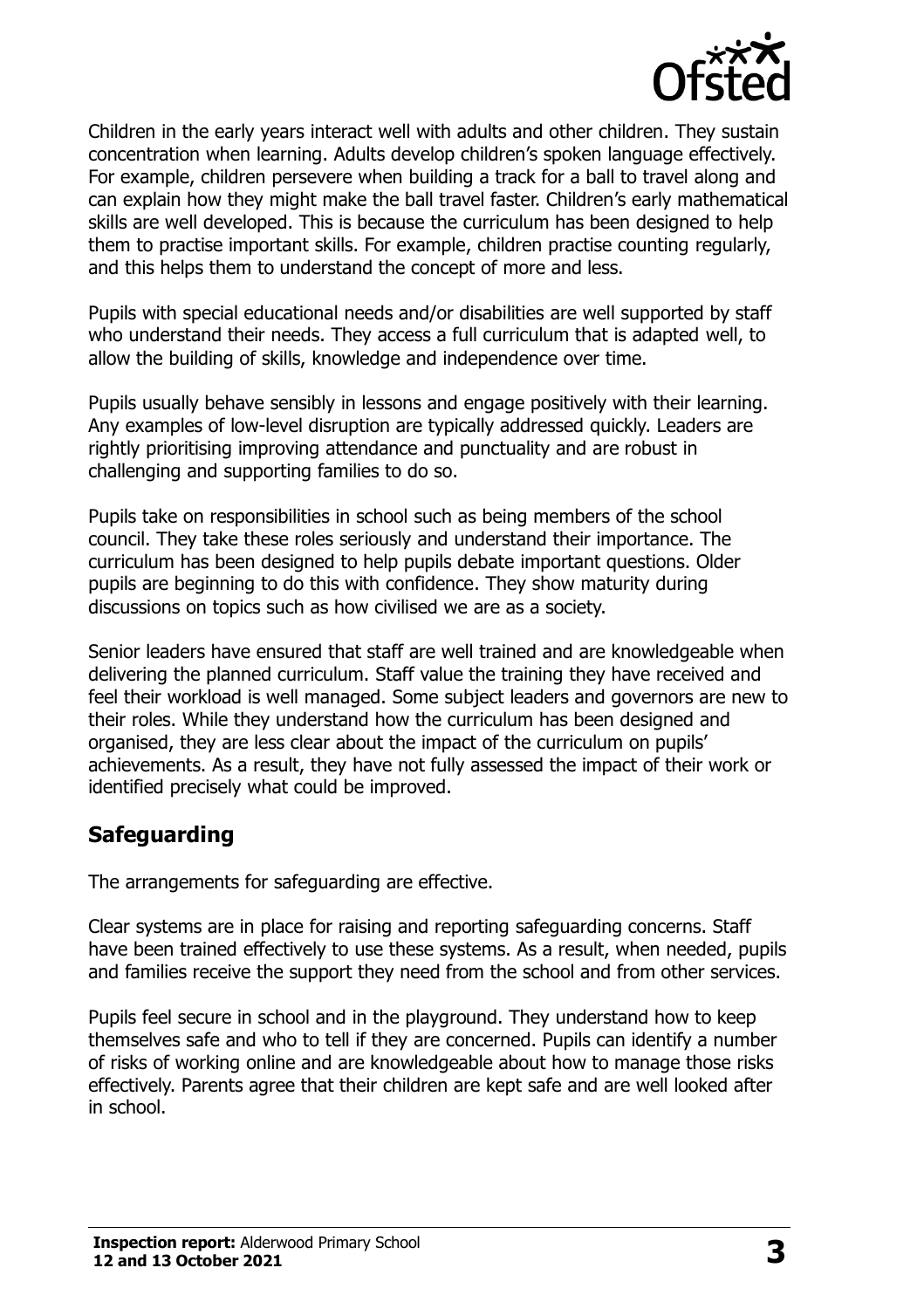Children in the early years interact well with adults and other children. They sustain concentration when learning. Adults develop children's spoken language effectively. For example, children persevere when building a track for a ball to travel along and can explain how they might make the ball travel faster. Children's early mathematical skills are well developed. This is because the curriculum has been designed to help them to practise important skills. For example, children practise counting regularly, and this helps them to understand the concept of more and less.

Pupils with special educational needs and/or disabilities are well supported by staff who understand their needs. They access a full curriculum that is adapted well, to allow the building of skills, knowledge and independence over time.

Pupils usually behave sensibly in lessons and engage positively with their learning. Any examples of low-level disruption are typically addressed quickly. Leaders are rightly prioritising improving attendance and punctuality and are robust in challenging and supporting families to do so.

Pupils take on responsibilities in school such as being members of the school council. They take these roles seriously and understand their importance. The curriculum has been designed to help pupils debate important questions. Older pupils are beginning to do this with confidence. They show maturity during discussions on topics such as how civilised we are as a society.

Senior leaders have ensured that staff are well trained and are knowledgeable when delivering the planned curriculum. Staff value the training they have received and feel their workload is well managed. Some subject leaders and governors are new to their roles. While they understand how the curriculum has been designed and organised, they are less clear about the impact of the curriculum on pupils' achievements. As a result, they have not fully assessed the impact of their work or identified precisely what could be improved.

## Safeguarding

The arrangements for safeguarding are effective.

Clear systems are in place for raising and reporting safeguarding concerns. Staff have been trained effectively to use these systems. As a result, when needed, pupils and families receive the support they need from the school and from other services.

Pupils feel secure in school and in the playground. They understand how to keep themselves safe and who to tell if they are concerned. Pupils can identify a number of risks of working online and are knowledgeable about how to manage those risks effectively. Parents agree that their children are kept safe and are well looked after in school.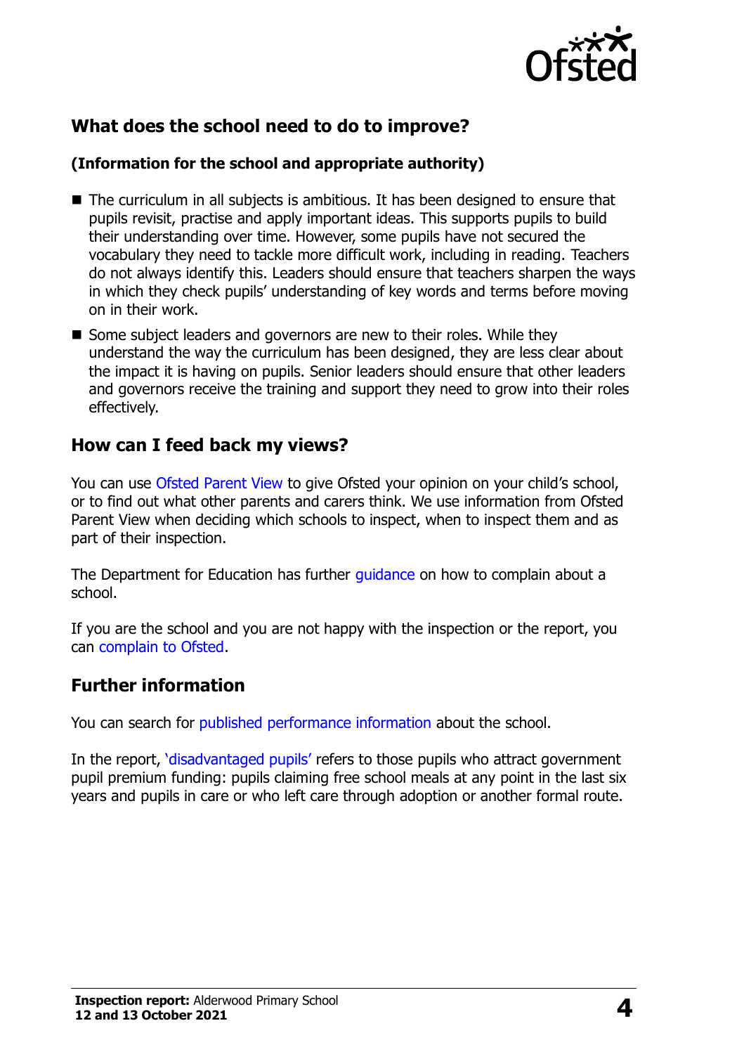## What does the school need to do to improve?

**(Information for the school and appropriate authority)**

- The curriculum in all subjects is ambitious. It has been designed to ensure that pupils revisit, practise and apply important ideas. This supports pupils to build their understanding over time. However, some pupils have not secured the vocabulary they need to tackle more difficult work, including in reading. Teachers do not always identify this. Leaders should ensure that teachers sharpen the ways in which they check pupils' understanding of key words and terms before moving on in their work.
- Some subject leaders and governors are new to their roles. While they understand the way the curriculum has been designed, they are less clear about the impact it is having on pupils. Senior leaders should ensure that other leaders and governors receive the training and support they need to grow into their roles effectively.

## How can I feed back my views?

You can use Ofsted Parent View to give Ofsted your opinion on your child's school, or to find out what other parents and carers think. We use information from Ofsted Parent View when deciding which schools to inspect, when to inspect them and as part of their inspection.

The Department for Education has further guidance on how to complain about a school.

If you are the school and you are not happy with the inspection or the report, you can complain to Ofsted.

## Further information

You can search for published performance information about the school.

In the report, 'disadvantaged pupils' refers to those pupils who attract government pupil premium funding: pupils claiming free school meals at any point in the last six years and pupils in care or who left care through adoption or another formal route.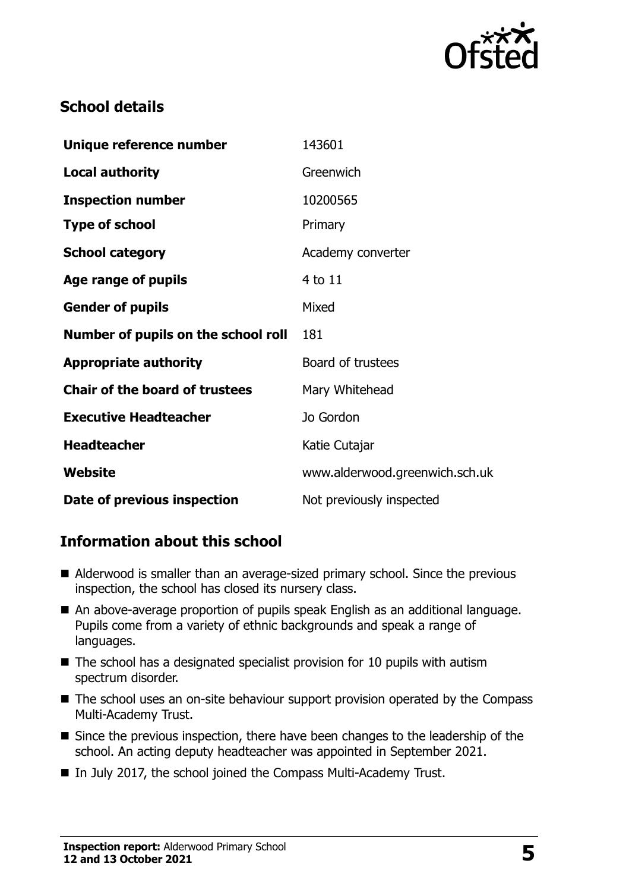## School details

| | |
|---|---|
| **Unique reference number** | 143601 |
| **Local authority** | Greenwich |
| **Inspection number** | 10200565 |
| **Type of school** | Primary |
| **School category** | Academy converter |
| **Age range of pupils** | 4 to 11 |
| **Gender of pupils** | Mixed |
| **Number of pupils on the school roll** | 181 |
| **Appropriate authority** | Board of trustees |
| **Chair of the board of trustees** | Mary Whitehead |
| **Executive Headteacher** | Jo Gordon |
| **Headteacher** | Katie Cutajar |
| **Website** | www.alderwood.greenwich.sch.uk |
| **Date of previous inspection** | Not previously inspected |

## Information about this school

- Alderwood is smaller than an average-sized primary school. Since the previous inspection, the school has closed its nursery class.
- An above-average proportion of pupils speak English as an additional language. Pupils come from a variety of ethnic backgrounds and speak a range of languages.
- The school has a designated specialist provision for 10 pupils with autism spectrum disorder.
- The school uses an on-site behaviour support provision operated by the Compass Multi-Academy Trust.
- Since the previous inspection, there have been changes to the leadership of the school. An acting deputy headteacher was appointed in September 2021.
- In July 2017, the school joined the Compass Multi-Academy Trust.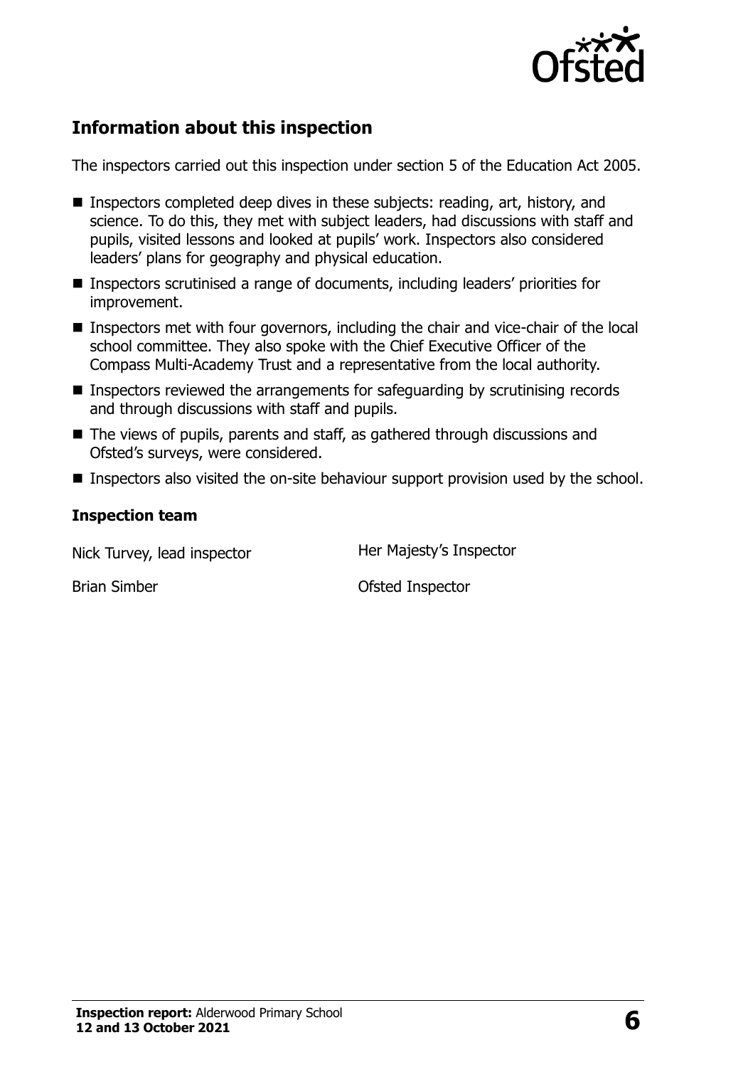## Information about this inspection

The inspectors carried out this inspection under section 5 of the Education Act 2005.

- Inspectors completed deep dives in these subjects: reading, art, history, and science. To do this, they met with subject leaders, had discussions with staff and pupils, visited lessons and looked at pupils' work. Inspectors also considered leaders' plans for geography and physical education.
- Inspectors scrutinised a range of documents, including leaders' priorities for improvement.
- Inspectors met with four governors, including the chair and vice-chair of the local school committee. They also spoke with the Chief Executive Officer of the Compass Multi-Academy Trust and a representative from the local authority.
- Inspectors reviewed the arrangements for safeguarding by scrutinising records and through discussions with staff and pupils.
- The views of pupils, parents and staff, as gathered through discussions and Ofsted's surveys, were considered.
- Inspectors also visited the on-site behaviour support provision used by the school.

### Inspection team

| | |
|---|---|
| Nick Turvey, lead inspector | Her Majesty's Inspector |
| Brian Simber | Ofsted Inspector |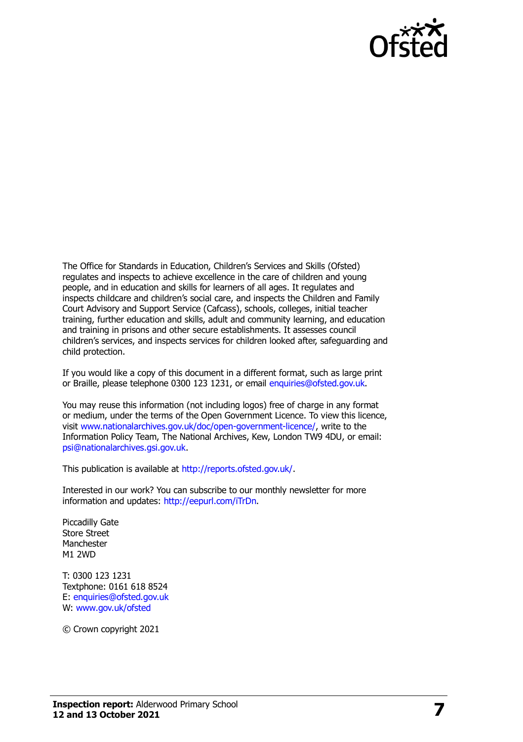The Office for Standards in Education, Children's Services and Skills (Ofsted) regulates and inspects to achieve excellence in the care of children and young people, and in education and skills for learners of all ages. It regulates and inspects childcare and children's social care, and inspects the Children and Family Court Advisory and Support Service (Cafcass), schools, colleges, initial teacher training, further education and skills, adult and community learning, and education and training in prisons and other secure establishments. It assesses council children's services, and inspects services for children looked after, safeguarding and child protection.

If you would like a copy of this document in a different format, such as large print or Braille, please telephone 0300 123 1231, or email enquiries@ofsted.gov.uk.

You may reuse this information (not including logos) free of charge in any format or medium, under the terms of the Open Government Licence. To view this licence, visit www.nationalarchives.gov.uk/doc/open-government-licence/, write to the Information Policy Team, The National Archives, Kew, London TW9 4DU, or email: psi@nationalarchives.gsi.gov.uk.

This publication is available at http://reports.ofsted.gov.uk/.

Interested in our work? You can subscribe to our monthly newsletter for more information and updates: http://eepurl.com/iTrDn.

Piccadilly Gate
Store Street
Manchester
M1 2WD

T: 0300 123 1231
Textphone: 0161 618 8524
E: enquiries@ofsted.gov.uk
W: www.gov.uk/ofsted

© Crown copyright 2021